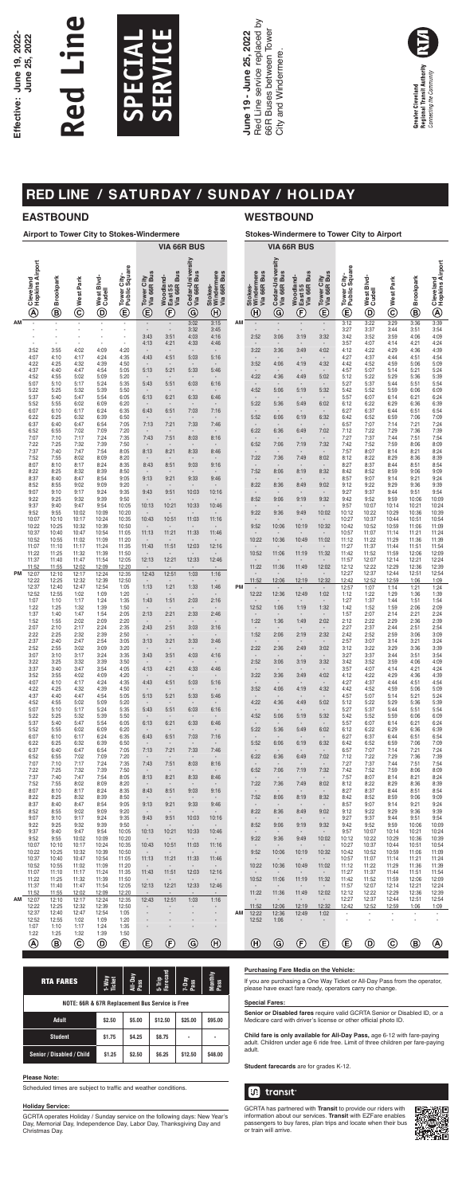**Effective: June 19, 2022- June 25, 2022**

# Red Line

**SPECIAL SERVICE**

**June 19 - June 25, 2022**
Red Line service replaced by 66R Buses between Tower City and Windermere.

Greater Cleveland Regional Transit Authority
*Connecting the Community*

# RED LINE / SATURDAY / SUNDAY / HOLIDAY

## EASTBOUND

### Airport to Tower City to Stokes-Windermere

| | | | | | | VIA 66R BUS | | | |
|---|---|---|---|---|---|---|---|---|---|
| | Cleveland Hopkins Airport (A) | Brookpark (B) | West Park (C) | West Blvd-Cudell (D) | Tower City-Public Square (E) | Tower City Via 66R Bus (E) | Woodland-East 55 Via 66R Bus (F) | Cedar-University Via 66R Bus (G) | Stokes-Windermere Via 66R Bus (H) |
| AM | - | - | - | - | - | - | - | 3:02 | 3:15 |
| | - | - | - | - | - | - | - | 3:32 | 3:45 |
| | - | - | - | - | - | 3:43 | 3:51 | 4:03 | 4:16 |
| | - | - | - | - | - | 4:13 | 4:21 | 4:33 | 4:46 |
| | 3:52 | 3:55 | 4:02 | 4:09 | 4:20 | - | - | - | - |
| | 4:07 | 4:10 | 4:17 | 4:24 | 4:35 | 4:43 | 4:51 | 5:03 | 5:16 |
| | 4:22 | 4:25 | 4:32 | 4:39 | 4:50 | - | - | - | - |
| | 4:37 | 4:40 | 4:47 | 4:54 | 5:05 | 5:13 | 5:21 | 5:33 | 5:46 |
| | 4:52 | 4:55 | 5:02 | 5:09 | 5:20 | - | - | - | - |
| | 5:07 | 5:10 | 5:17 | 5:24 | 5:35 | 5:43 | 5:51 | 6:03 | 6:16 |
| | 5:22 | 5:25 | 5:32 | 5:39 | 5:50 | - | - | - | - |
| | 5:37 | 5:40 | 5:47 | 5:54 | 6:05 | 6:13 | 6:21 | 6:33 | 6:46 |
| | 5:52 | 5:55 | 6:02 | 6:09 | 6:20 | - | - | - | - |
| | 6:07 | 6:10 | 6:17 | 6:24 | 6:35 | 6:43 | 6:51 | 7:03 | 7:16 |
| | 6:22 | 6:25 | 6:32 | 6:39 | 6:50 | - | - | - | - |
| | 6:37 | 6:40 | 6:47 | 6:54 | 7:05 | 7:13 | 7:21 | 7:33 | 7:46 |
| | 6:52 | 6:55 | 7:02 | 7:09 | 7:20 | - | - | - | - |
| | 7:07 | 7:10 | 7:17 | 7:24 | 7:35 | 7:43 | 7:51 | 8:03 | 8:16 |
| | 7:22 | 7:25 | 7:32 | 7:39 | 7:50 | - | - | - | - |
| | 7:37 | 7:40 | 7:47 | 7:54 | 8:05 | 8:13 | 8:21 | 8:33 | 8:46 |
| | 7:52 | 7:55 | 8:02 | 8:09 | 8:20 | - | - | - | - |
| | 8:07 | 8:10 | 8:17 | 8:24 | 8:35 | 8:43 | 8:51 | 9:03 | 9:16 |
| | 8:22 | 8:25 | 8:32 | 8:39 | 8:50 | - | - | - | - |
| | 8:37 | 8:40 | 8:47 | 8:54 | 9:05 | 9:13 | 9:21 | 9:33 | 9:46 |
| | 8:52 | 8:55 | 9:02 | 9:09 | 9:20 | - | - | - | - |
| | 9:07 | 9:10 | 9:17 | 9:24 | 9:35 | 9:43 | 9:51 | 10:03 | 10:16 |
| | 9:22 | 9:25 | 9:32 | 9:39 | 9:50 | - | - | - | - |
| | 9:37 | 9:40 | 9:47 | 9:54 | 10:05 | 10:13 | 10:21 | 10:33 | 10:46 |
| | 9:52 | 9:55 | 10:02 | 10:09 | 10:20 | - | - | - | - |
| | 10:07 | 10:10 | 10:17 | 10:24 | 10:35 | 10:43 | 10:51 | 11:03 | 11:16 |
| | 10:22 | 10:25 | 10:32 | 10:39 | 10:50 | - | - | - | - |
| | 10:37 | 10:40 | 10:47 | 10:54 | 11:05 | 11:13 | 11:21 | 11:33 | 11:46 |
| | 10:52 | 10:55 | 11:02 | 11:09 | 11:20 | - | - | - | - |
| | 11:07 | 11:10 | 11:17 | 11:24 | 11:35 | 11:43 | 11:51 | 12:03 | 12:16 |
| | 11:22 | 11:25 | 11:32 | 11:39 | 11:50 | - | - | - | - |
| | 11:37 | 11:40 | 11:47 | 11:54 | 12:05 | 12:13 | 12:21 | 12:33 | 12:46 |
| | 11:52 | 11:55 | 12:02 | 12:09 | 12:20 | - | - | - | - |
| PM | 12:07 | 12:10 | 12:17 | 12:24 | 12:35 | 12:43 | 12:51 | 1:03 | 1:16 |
| | 12:22 | 12:25 | 12:32 | 12:39 | 12:50 | - | - | - | - |
| | 12:37 | 12:40 | 12:47 | 12:54 | 1:05 | 1:13 | 1:21 | 1:33 | 1:46 |
| | 12:52 | 12:55 | 1:02 | 1:09 | 1:20 | - | - | - | - |
| | 1:07 | 1:10 | 1:17 | 1:24 | 1:35 | 1:43 | 1:51 | 2:03 | 2:16 |
| | 1:22 | 1:25 | 1:32 | 1:39 | 1:50 | - | - | - | - |
| | 1:37 | 1:40 | 1:47 | 1:54 | 2:05 | 2:13 | 2:21 | 2:33 | 2:46 |
| | 1:52 | 1:55 | 2:02 | 2:09 | 2:20 | - | - | - | - |
| | 2:07 | 2:10 | 2:17 | 2:24 | 2:35 | 2:43 | 2:51 | 3:03 | 3:16 |
| | 2:22 | 2:25 | 2:32 | 2:39 | 2:50 | - | - | - | - |
| | 2:37 | 2:40 | 2:47 | 2:54 | 3:05 | 3:13 | 3:21 | 3:33 | 3:46 |
| | 2:52 | 2:55 | 3:02 | 3:09 | 3:20 | - | - | - | - |
| | 3:07 | 3:10 | 3:17 | 3:24 | 3:35 | 3:43 | 3:51 | 4:03 | 4:16 |
| | 3:22 | 3:25 | 3:32 | 3:39 | 3:50 | - | - | - | - |
| | 3:37 | 3:40 | 3:47 | 3:54 | 4:05 | 4:13 | 4:21 | 4:33 | 4:46 |
| | 3:52 | 3:55 | 4:02 | 4:09 | 4:20 | - | - | - | - |
| | 4:07 | 4:10 | 4:17 | 4:24 | 4:35 | 4:43 | 4:51 | 5:03 | 5:16 |
| | 4:22 | 4:25 | 4:32 | 4:39 | 4:50 | - | - | - | - |
| | 4:37 | 4:40 | 4:47 | 4:54 | 5:05 | 5:13 | 5:21 | 5:33 | 5:46 |
| | 4:52 | 4:55 | 5:02 | 5:09 | 5:20 | - | - | - | - |
| | 5:07 | 5:10 | 5:17 | 5:24 | 5:35 | 5:43 | 5:51 | 6:03 | 6:16 |
| | 5:22 | 5:25 | 5:32 | 5:39 | 5:50 | - | - | - | - |
| | 5:37 | 5:40 | 5:47 | 5:54 | 6:05 | 6:13 | 6:21 | 6:33 | 6:46 |
| | 5:52 | 5:55 | 6:02 | 6:09 | 6:20 | - | - | - | - |
| | 6:07 | 6:10 | 6:17 | 6:24 | 6:35 | 6:43 | 6:51 | 7:03 | 7:16 |
| | 6:22 | 6:25 | 6:32 | 6:39 | 6:50 | - | - | - | - |
| | 6:37 | 6:40 | 6:47 | 6:54 | 7:05 | 7:13 | 7:21 | 7:33 | 7:46 |
| | 6:52 | 6:55 | 7:02 | 7:09 | 7:20 | - | - | - | - |
| | 7:07 | 7:10 | 7:17 | 7:24 | 7:35 | 7:43 | 7:51 | 8:03 | 8:16 |
| | 7:22 | 7:25 | 7:32 | 7:39 | 7:50 | - | - | - | - |
| | 7:37 | 7:40 | 7:47 | 7:54 | 8:05 | 8:13 | 8:21 | 8:33 | 8:46 |
| | 7:52 | 7:55 | 8:02 | 8:09 | 8:20 | - | - | - | - |
| | 8:07 | 8:10 | 8:17 | 8:24 | 8:35 | 8:43 | 8:51 | 9:03 | 9:16 |
| | 8:22 | 8:25 | 8:32 | 8:39 | 8:50 | - | - | - | - |
| | 8:37 | 8:40 | 8:47 | 8:54 | 9:05 | 9:13 | 9:21 | 9:33 | 9:46 |
| | 8:52 | 8:55 | 9:02 | 9:09 | 9:20 | - | - | - | - |
| | 9:07 | 9:10 | 9:17 | 9:24 | 9:35 | 9:43 | 9:51 | 10:03 | 10:16 |
| | 9:22 | 9:25 | 9:32 | 9:39 | 9:50 | - | - | - | - |
| | 9:37 | 9:40 | 9:47 | 9:54 | 10:05 | 10:13 | 10:21 | 10:33 | 10:46 |
| | 9:52 | 9:55 | 10:02 | 10:09 | 10:20 | - | - | - | - |
| | 10:07 | 10:10 | 10:17 | 10:24 | 10:35 | 10:43 | 10:51 | 11:03 | 11:16 |
| | 10:22 | 10:25 | 10:32 | 10:39 | 10:50 | - | - | - | - |
| | 10:37 | 10:40 | 10:47 | 10:54 | 11:05 | 11:13 | 11:21 | 11:33 | 11:46 |
| | 10:52 | 10:55 | 11:02 | 11:09 | 11:20 | - | - | - | - |
| | 11:07 | 11:10 | 11:17 | 11:24 | 11:35 | 11:43 | 11:51 | 12:03 | 12:16 |
| | 11:22 | 11:25 | 11:32 | 11:39 | 11:50 | - | - | - | - |
| | 11:37 | 11:40 | 11:47 | 11:54 | 12:05 | 12:13 | 12:21 | 12:33 | 12:46 |
| | 11:52 | 11:55 | 12:02 | 12:09 | 12:20 | - | - | - | - |
| AM | 12:07 | 12:10 | 12:17 | 12:24 | 12:35 | 12:43 | 12:51 | 1:03 | 1:16 |
| | 12:22 | 12:25 | 12:32 | 12:39 | 12:50 | - | - | - | - |
| | 12:37 | 12:40 | 12:47 | 12:54 | 1:05 | - | - | - | - |
| | 12:52 | 12:55 | 1:02 | 1:09 | 1:20 | | | | |
| | 1:07 | 1:10 | 1:17 | 1:24 | 1:35 | | | | |
| | 1:22 | 1:25 | 1:32 | 1:39 | 1:50 | | | | |
| | (A) | (B) | (C) | (D) | (E) | (E) | (F) | (G) | (H) |

## WESTBOUND

### Stokes-Windermere to Tower City to Airport

| | VIA 66R BUS | | | | | | | | |
|---|---|---|---|---|---|---|---|---|---|
| | Stokes-Windermere Via 66R Bus (H) | Cedar-University Via 66R Bus (G) | Woodland-East 55 Via 66R Bus (F) | Tower City Via 66R Bus (E) | Tower City-Public Square (E) | West Blvd-Cudell (D) | West Park (C) | Brookpark (B) | Cleveland Hopkins Airport (A) |
| AM | - | - | - | - | 3:12 | 3:22 | 3:29 | 3:36 | 3:39 |
| | - | - | - | - | 3:27 | 3:37 | 3:44 | 3:51 | 3:54 |
| | 2:52 | 3:06 | 3:19 | 3:32 | 3:42 | 3:52 | 3:59 | 4:06 | 4:09 |
| | - | - | - | - | 3:57 | 4:07 | 4:14 | 4:21 | 4:24 |
| | 3:22 | 3:36 | 3:49 | 4:02 | 4:12 | 4:22 | 4:29 | 4:36 | 4:39 |
| | - | - | - | - | 4:27 | 4:37 | 4:44 | 4:51 | 4:54 |
| | 3:52 | 4:06 | 4:19 | 4:32 | 4:42 | 4:52 | 4:59 | 5:06 | 5:09 |
| | - | - | - | - | 4:57 | 5:07 | 5:14 | 5:21 | 5:24 |
| | 4:22 | 4:36 | 4:49 | 5:02 | 5:12 | 5:22 | 5:29 | 5:36 | 5:39 |
| | - | - | - | - | 5:27 | 5:37 | 5:44 | 5:51 | 5:54 |
| | 4:52 | 5:06 | 5:19 | 5:32 | 5:42 | 5:52 | 5:59 | 6:06 | 6:09 |
| | - | - | - | - | 5:57 | 6:07 | 6:14 | 6:21 | 6:24 |
| | 5:22 | 5:36 | 5:49 | 6:02 | 6:12 | 6:22 | 6:29 | 6:36 | 6:39 |
| | - | - | - | - | 6:27 | 6:37 | 6:44 | 6:51 | 6:54 |
| | 5:52 | 6:06 | 6:19 | 6:32 | 6:42 | 6:52 | 6:59 | 7:06 | 7:09 |
| | - | - | - | - | 6:57 | 7:07 | 7:14 | 7:21 | 7:24 |
| | 6:22 | 6:36 | 6:49 | 7:02 | 7:12 | 7:22 | 7:29 | 7:36 | 7:39 |
| | - | - | - | - | 7:27 | 7:37 | 7:44 | 7:51 | 7:54 |
| | 6:52 | 7:06 | 7:19 | 7:32 | 7:42 | 7:52 | 7:59 | 8:06 | 8:09 |
| | - | - | - | - | 7:57 | 8:07 | 8:14 | 8:21 | 8:24 |
| | 7:22 | 7:36 | 7:49 | 8:02 | 8:12 | 8:22 | 8:29 | 8:36 | 8:39 |
| | - | - | - | - | 8:27 | 8:37 | 8:44 | 8:51 | 8:54 |
| | 7:52 | 8:06 | 8:19 | 8:32 | 8:42 | 8:52 | 8:59 | 9:06 | 9:09 |
| | - | - | - | - | 8:57 | 9:07 | 9:14 | 9:21 | 9:24 |
| | 8:22 | 8:36 | 8:49 | 9:02 | 9:12 | 9:22 | 9:29 | 9:36 | 9:39 |
| | - | - | - | - | 9:27 | 9:37 | 9:44 | 9:51 | 9:54 |
| | 8:52 | 9:06 | 9:19 | 9:32 | 9:42 | 9:52 | 9:59 | 10:06 | 10:09 |
| | - | - | - | - | 9:57 | 10:07 | 10:14 | 10:21 | 10:24 |
| | 9:22 | 9:36 | 9:49 | 10:02 | 10:12 | 10:22 | 10:29 | 10:36 | 10:39 |
| | - | - | - | - | 10:27 | 10:37 | 10:44 | 10:51 | 10:54 |
| | 9:52 | 10:06 | 10:19 | 10:32 | 10:42 | 10:52 | 10:59 | 11:06 | 11:09 |
| | - | - | - | - | 10:57 | 11:07 | 11:14 | 11:21 | 11:24 |
| | 10:22 | 10:36 | 10:49 | 11:02 | 11:12 | 11:22 | 11:29 | 11:36 | 11:39 |
| | - | - | - | - | 11:27 | 11:37 | 11:44 | 11:51 | 11:54 |
| | 10:52 | 11:06 | 11:19 | 11:32 | 11:42 | 11:52 | 11:59 | 12:06 | 12:09 |
| | - | - | - | - | 11:57 | 12:07 | 12:14 | 12:21 | 12:24 |
| | 11:22 | 11:36 | 11:49 | 12:02 | 12:12 | 12:22 | 12:29 | 12:36 | 12:39 |
| | - | - | - | - | 12:27 | 12:37 | 12:44 | 12:51 | 12:54 |
| | 11:52 | 12:06 | 12:19 | 12:32 | 12:42 | 12:52 | 12:59 | 1:06 | 1:09 |
| PM | - | - | - | - | 12:57 | 1:07 | 1:14 | 1:21 | 1:24 |
| | 12:22 | 12:36 | 12:49 | 1:02 | 1:12 | 1:22 | 1:29 | 1:36 | 1:39 |
| | - | - | - | - | 1:27 | 1:37 | 1:44 | 1:51 | 1:54 |
| | 12:52 | 1:06 | 1:19 | 1:32 | 1:42 | 1:52 | 1:59 | 2:06 | 2:09 |
| | - | - | - | - | 1:57 | 2:07 | 2:14 | 2:21 | 2:24 |
| | 1:22 | 1:36 | 1:49 | 2:02 | 2:12 | 2:22 | 2:29 | 2:36 | 2:39 |
| | - | - | - | - | 2:27 | 2:37 | 2:44 | 2:51 | 2:54 |
| | 1:52 | 2:06 | 2:19 | 2:32 | 2:42 | 2:52 | 2:59 | 3:06 | 3:09 |
| | - | - | - | - | 2:57 | 3:07 | 3:14 | 3:21 | 3:24 |
| | 2:22 | 2:36 | 2:49 | 3:02 | 3:12 | 3:22 | 3:29 | 3:36 | 3:39 |
| | - | - | - | - | 3:27 | 3:37 | 3:44 | 3:51 | 3:54 |
| | 2:52 | 3:06 | 3:19 | 3:32 | 3:42 | 3:52 | 3:59 | 4:06 | 4:09 |
| | - | - | - | - | 3:57 | 4:07 | 4:14 | 4:21 | 4:24 |
| | 3:22 | 3:36 | 3:49 | 4:02 | 4:12 | 4:22 | 4:29 | 4:36 | 4:39 |
| | - | - | - | - | 4:27 | 4:37 | 4:44 | 4:51 | 4:54 |
| | 3:52 | 4:06 | 4:19 | 4:32 | 4:42 | 4:52 | 4:59 | 5:06 | 5:09 |
| | - | - | - | - | 4:57 | 5:07 | 5:14 | 5:21 | 5:24 |
| | 4:22 | 4:36 | 4:49 | 5:02 | 5:12 | 5:22 | 5:29 | 5:36 | 5:39 |
| | - | - | - | - | 5:27 | 5:37 | 5:44 | 5:51 | 5:54 |
| | 4:52 | 5:06 | 5:19 | 5:32 | 5:42 | 5:52 | 5:59 | 6:06 | 6:09 |
| | - | - | - | - | 5:57 | 6:07 | 6:14 | 6:21 | 6:24 |
| | 5:22 | 5:36 | 5:49 | 6:02 | 6:12 | 6:22 | 6:29 | 6:36 | 6:39 |
| | - | - | - | - | 6:27 | 6:37 | 6:44 | 6:51 | 6:54 |
| | 5:52 | 6:06 | 6:19 | 6:32 | 6:42 | 6:52 | 6:59 | 7:06 | 7:09 |
| | - | - | - | - | 6:57 | 7:07 | 7:14 | 7:21 | 7:24 |
| | 6:22 | 6:36 | 6:49 | 7:02 | 7:12 | 7:22 | 7:29 | 7:36 | 7:39 |
| | - | - | - | - | 7:27 | 7:37 | 7:44 | 7:51 | 7:54 |
| | 6:52 | 7:06 | 7:19 | 7:32 | 7:42 | 7:52 | 7:59 | 8:06 | 8:09 |
| | - | - | - | - | 7:57 | 8:07 | 8:14 | 8:21 | 8:24 |
| | 7:22 | 7:36 | 7:49 | 8:02 | 8:12 | 8:22 | 8:29 | 8:36 | 8:39 |
| | - | - | - | - | 8:27 | 8:37 | 8:44 | 8:51 | 8:54 |
| | 7:52 | 8:06 | 8:19 | 8:32 | 8:42 | 8:52 | 8:59 | 9:06 | 9:09 |
| | - | - | - | - | 8:57 | 9:07 | 9:14 | 9:21 | 9:24 |
| | 8:22 | 8:36 | 8:49 | 9:02 | 9:12 | 9:22 | 9:29 | 9:36 | 9:39 |
| | - | - | - | - | 9:27 | 9:37 | 9:44 | 9:51 | 9:54 |
| | 8:52 | 9:06 | 9:19 | 9:32 | 9:42 | 9:52 | 9:59 | 10:06 | 10:09 |
| | - | - | - | - | 9:57 | 10:07 | 10:14 | 10:21 | 10:24 |
| | 9:22 | 9:36 | 9:49 | 10:02 | 10:12 | 10:22 | 10:29 | 10:36 | 10:39 |
| | - | - | - | - | 10:27 | 10:37 | 10:44 | 10:51 | 10:54 |
| | 9:52 | 10:06 | 10:19 | 10:32 | 10:42 | 10:52 | 10:59 | 11:06 | 11:09 |
| | - | - | - | - | 10:57 | 11:07 | 11:14 | 11:21 | 11:24 |
| | 10:22 | 10:36 | 10:49 | 11:02 | 11:12 | 11:22 | 11:29 | 11:36 | 11:39 |
| | - | - | - | - | 11:27 | 11:37 | 11:44 | 11:51 | 11:54 |
| | 10:52 | 11:06 | 11:19 | 11:32 | 11:42 | 11:52 | 11:59 | 12:06 | 12:09 |
| | - | - | - | - | 11:57 | 12:07 | 12:14 | 12:21 | 12:24 |
| | 11:22 | 11:36 | 11:49 | 12:02 | 12:12 | 12:22 | 12:29 | 12:36 | 12:39 |
| | - | - | - | - | 12:27 | 12:37 | 12:44 | 12:51 | 12:54 |
| | 11:52 | 12:06 | 12:19 | 12:32 | 12:42 | 12:52 | 12:59 | 1:06 | 1:09 |
| AM | 12:22 | 12:36 | 12:49 | 1:02 | - | - | - | - | - |
| | 12:52 | 1:06 | - | - | - | - | - | - | - |
| | (H) | (G) | (F) | (E) | (E) | (D) | (C) | (B) | (A) |

| RTA FARES | 1-Way Ticket | All-Day Pass | 5-Trip Farecard | 7-Day Pass | Monthly Pass |
|---|---|---|---|---|---|
| NOTE: 66R & 67R Replacement Bus Service is Free | | | | | |
| Adult | $2.50 | $5.00 | $12.50 | $25.00 | $95.00 |
| Student | $1.75 | $4.25 | $8.75 | - | - |
| Senior / Disabled / Child | $1.25 | $2.50 | $6.25 | $12.50 | $48.00 |

**Please Note:**

Scheduled times are subject to traffic and weather conditions.

**Holiday Service:**

GCRTA operates Holiday / Sunday service on the following days: New Year's Day, Memorial Day, Independence Day, Labor Day, Thanksgiving Day and Christmas Day.

**Purchasing Fare Media on the Vehicle:**

If you are purchasing a One Way Ticket or All-Day Pass from the operator, please have exact fare ready, operators carry no change.

**Special Fares:**

**Senior or Disabled fares** require valid GCRTA Senior or Disabled ID, or a Medicare card with driver's license or other official photo ID.

**Child fare is only available for All-Day Pass,** age 6-12 with fare-paying adult. Children under age 6 ride free. Limit of three children per fare-paying adult.

**Student farecards** are for grades K-12.

**transit**

GCRTA has partnered with **Transit** to provide our riders with information about our services. **Transit** with EZFare enables passengers to buy fares, plan trips and locate when their bus or train will arrive.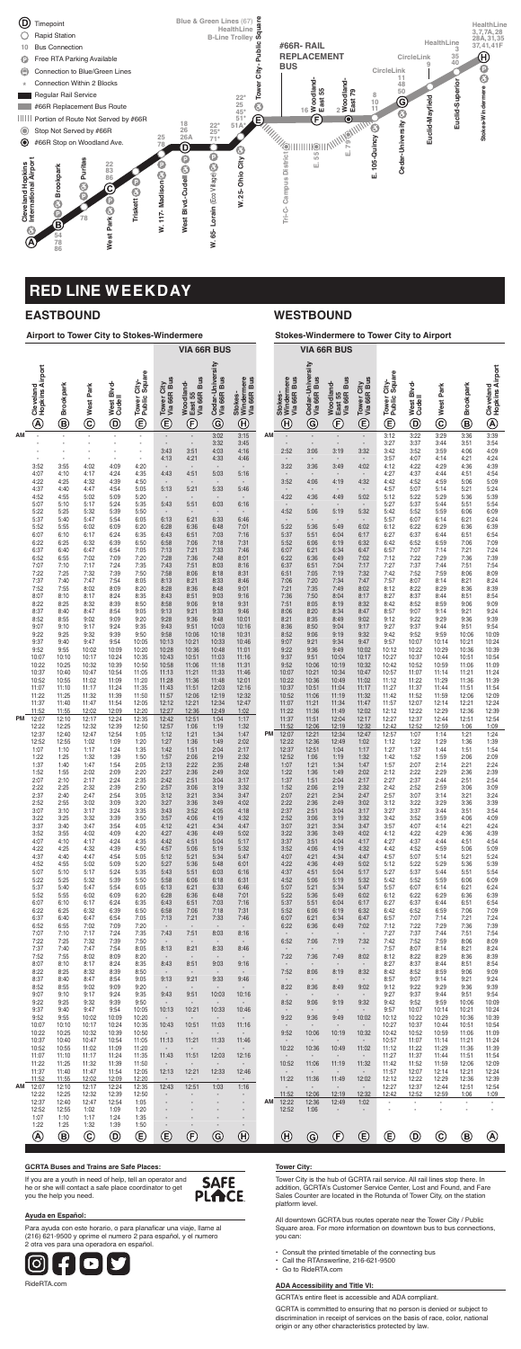# RED LINE WEEKDAY

**Map legend:**

- (D) Timepoint
- (D) Rapid Station
- 10 Bus Connection
- Free RTA Parking Available
- Connection to Blue/Green Lines
- Connection Within 2 Blocks
- Regular Rail Service
- #66R Replacement Bus Route
- Portion of Route Not Served by #66R
- Stop Not Served by #66R
- #66R Stop on Woodland Ave.

**#66R- RAIL REPLACEMENT BUS**

Blue & Green Lines (67), HealthLine, B-Line Trolley

**Stations and bus connections:**

- (A) Cleveland Hopkins International Airport
- (B) Brookpark (54, 78, 86)
- Puritas (22, 83, 86)
- (C) West Park (78)
- (D) West Blvd–Cudell
- Triskett
- W. 117- Madison (25, 78)
- W. 65- Lorain (Ecc Village) (18, 26, 26A)
- W. 25- Ohio City (22*, 25*, 51*, 51A*, 71*)
- (E) Tower City- Public Square (22*, 25*, 45*, 51*, 51A*, 71*)
- Tri-C- Campus District
- E. 55
- E. 79
- (F) Woodland- East 55 (16)
- Woodland- East 79
- E. 105- Quincy (8, 10, 11)
- (G) Cedar-University (CircleLink, 11, 48, 50)
- Euclid-Mayfield (CircleLink, 9)
- Euclid-Superior (HealthLine, 35, 40)
- (H) Stokes-Windermere (HealthLine, 3, 7, 7A, 28, 28A, 31, 35, 37, 41, 41F)

## EASTBOUND

### Airport to Tower City to Stokes-Windermere

| | Cleveland Hopkins Airport (A) | Brookpark (B) | West Park (C) | West Blvd-Cudell (D) | Tower City-Public Square (E) | VIA 66R BUS: Tower City Via 66R Bus (E) | Woodland-East 55 Via 66R Bus (F) | Cedar-University Via 66R Bus (G) | Stokes-Windermere Via 66R Bus (H) |
|---|---|---|---|---|---|---|---|---|---|
| AM | - | - | - | - | - | - | - | 3:02 | 3:15 |
| | - | - | - | - | - | - | - | 3:32 | 3:45 |
| | - | - | - | - | - | 3:43 | 3:51 | 4:03 | 4:16 |
| | - | - | - | - | - | 4:13 | 4:21 | 4:33 | 4:46 |
| | 3:52 | 3:55 | 4:02 | 4:09 | 4:20 | - | - | - | - |
| | 4:07 | 4:10 | 4:17 | 4:24 | 4:35 | 4:43 | 4:51 | 5:03 | 5:16 |
| | 4:22 | 4:25 | 4:32 | 4:39 | 4:50 | - | - | - | - |
| | 4:37 | 4:40 | 4:47 | 4:54 | 5:05 | 5:13 | 5:21 | 5:33 | 5:46 |
| | 4:52 | 4:55 | 5:02 | 5:09 | 5:20 | - | - | - | - |
| | 5:07 | 5:10 | 5:17 | 5:24 | 5:35 | 5:43 | 5:51 | 6:03 | 6:16 |
| | 5:22 | 5:25 | 5:32 | 5:39 | 5:50 | - | - | - | - |
| | 5:37 | 5:40 | 5:47 | 5:54 | 6:05 | 6:13 | 6:21 | 6:33 | 6:46 |
| | 5:52 | 5:55 | 6:02 | 6:09 | 6:20 | 6:28 | 6:36 | 6:48 | 7:01 |
| | 6:07 | 6:10 | 6:17 | 6:24 | 6:35 | 6:43 | 6:51 | 7:03 | 7:16 |
| | 6:22 | 6:25 | 6:32 | 6:39 | 6:50 | 6:58 | 7:06 | 7:18 | 7:31 |
| | 6:37 | 6:40 | 6:47 | 6:54 | 7:05 | 7:13 | 7:21 | 7:33 | 7:46 |
| | 6:52 | 6:55 | 7:02 | 7:09 | 7:20 | 7:28 | 7:36 | 7:48 | 8:01 |
| | 7:07 | 7:10 | 7:17 | 7:24 | 7:35 | 7:43 | 7:51 | 8:03 | 8:16 |
| | 7:22 | 7:25 | 7:32 | 7:39 | 7:50 | 7:58 | 8:06 | 8:18 | 8:31 |
| | 7:37 | 7:40 | 7:47 | 7:54 | 8:05 | 8:13 | 8:21 | 8:33 | 8:46 |
| | 7:52 | 7:55 | 8:02 | 8:09 | 8:20 | 8:28 | 8:36 | 8:48 | 9:01 |
| | 8:07 | 8:10 | 8:17 | 8:24 | 8:35 | 8:43 | 8:51 | 9:03 | 9:16 |
| | 8:22 | 8:25 | 8:32 | 8:39 | 8:50 | 8:58 | 9:06 | 9:18 | 9:31 |
| | 8:37 | 8:40 | 8:47 | 8:54 | 9:05 | 9:13 | 9:21 | 9:33 | 9:46 |
| | 8:52 | 8:55 | 9:02 | 9:09 | 9:20 | 9:28 | 9:36 | 9:48 | 10:01 |
| | 9:07 | 9:10 | 9:17 | 9:24 | 9:35 | 9:43 | 9:51 | 10:03 | 10:16 |
| | 9:22 | 9:25 | 9:32 | 9:39 | 9:50 | 9:58 | 10:06 | 10:18 | 10:31 |
| | 9:37 | 9:40 | 9:47 | 9:54 | 10:05 | 10:13 | 10:21 | 10:33 | 10:46 |
| | 9:52 | 9:55 | 10:02 | 10:09 | 10:20 | 10:28 | 10:36 | 10:48 | 11:01 |
| | 10:07 | 10:10 | 10:17 | 10:24 | 10:35 | 10:43 | 10:51 | 11:03 | 11:16 |
| | 10:22 | 10:25 | 10:32 | 10:39 | 10:50 | 10:58 | 11:06 | 11:18 | 11:31 |
| | 10:37 | 10:40 | 10:47 | 10:54 | 11:05 | 11:13 | 11:21 | 11:33 | 11:46 |
| | 10:52 | 10:55 | 11:02 | 11:09 | 11:20 | 11:28 | 11:36 | 11:48 | 12:01 |
| | 11:07 | 11:10 | 11:17 | 11:24 | 11:35 | 11:43 | 11:51 | 12:03 | 12:16 |
| | 11:22 | 11:25 | 11:32 | 11:39 | 11:50 | 11:57 | 12:06 | 12:19 | 12:32 |
| | 11:37 | 11:40 | 11:47 | 11:54 | 12:05 | 12:12 | 12:21 | 12:34 | 12:47 |
| | 11:52 | 11:55 | 12:02 | 12:09 | 12:20 | 12:27 | 12:36 | 12:49 | 1:02 |
| PM | 12:07 | 12:10 | 12:17 | 12:24 | 12:35 | 12:42 | 12:51 | 1:04 | 1:17 |
| | 12:22 | 12:25 | 12:32 | 12:39 | 12:50 | 12:57 | 1:06 | 1:19 | 1:32 |
| | 12:37 | 12:40 | 12:47 | 12:54 | 1:05 | 1:12 | 1:21 | 1:34 | 1:47 |
| | 12:52 | 12:55 | 1:02 | 1:09 | 1:20 | 1:27 | 1:36 | 1:49 | 2:02 |
| | 1:07 | 1:10 | 1:17 | 1:24 | 1:35 | 1:42 | 1:51 | 2:04 | 2:17 |
| | 1:22 | 1:25 | 1:32 | 1:39 | 1:50 | 1:57 | 2:06 | 2:19 | 2:32 |
| | 1:37 | 1:40 | 1:47 | 1:54 | 2:05 | 2:13 | 2:22 | 2:35 | 2:48 |
| | 1:52 | 1:55 | 2:02 | 2:09 | 2:20 | 2:27 | 2:36 | 2:49 | 3:02 |
| | 2:07 | 2:10 | 2:17 | 2:24 | 2:35 | 2:42 | 2:51 | 3:04 | 3:17 |
| | 2:22 | 2:25 | 2:32 | 2:39 | 2:50 | 2:57 | 3:06 | 3:19 | 3:32 |
| | 2:37 | 2:40 | 2:47 | 2:54 | 3:05 | 3:12 | 3:21 | 3:34 | 3:47 |
| | 2:52 | 2:55 | 3:02 | 3:09 | 3:20 | 3:27 | 3:36 | 3:49 | 4:02 |
| | 3:07 | 3:10 | 3:17 | 3:24 | 3:35 | 3:43 | 3:52 | 4:05 | 4:18 |
| | 3:22 | 3:25 | 3:32 | 3:39 | 3:50 | 3:57 | 4:06 | 4:19 | 4:32 |
| | 3:37 | 3:40 | 3:47 | 3:54 | 4:05 | 4:12 | 4:21 | 4:34 | 4:47 |
| | 3:52 | 3:55 | 4:02 | 4:09 | 4:20 | 4:27 | 4:36 | 4:49 | 5:02 |
| | 4:07 | 4:10 | 4:17 | 4:24 | 4:35 | 4:42 | 4:51 | 5:04 | 5:17 |
| | 4:22 | 4:25 | 4:32 | 4:39 | 4:50 | 4:57 | 5:06 | 5:19 | 5:32 |
| | 4:37 | 4:40 | 4:47 | 4:54 | 5:05 | 5:12 | 5:21 | 5:34 | 5:47 |
| | 4:52 | 4:55 | 5:02 | 5:09 | 5:20 | 5:27 | 5:36 | 5:48 | 6:01 |
| | 5:07 | 5:10 | 5:17 | 5:24 | 5:35 | 5:43 | 5:51 | 6:03 | 6:16 |
| | 5:22 | 5:25 | 5:32 | 5:39 | 5:50 | 5:58 | 6:06 | 6:18 | 6:31 |
| | 5:37 | 5:40 | 5:47 | 5:54 | 6:05 | 6:13 | 6:21 | 6:33 | 6:46 |
| | 5:52 | 5:55 | 6:02 | 6:09 | 6:20 | 6:28 | 6:36 | 6:48 | 7:01 |
| | 6:07 | 6:10 | 6:17 | 6:24 | 6:35 | 6:43 | 6:51 | 7:03 | 7:16 |
| | 6:22 | 6:25 | 6:32 | 6:39 | 6:50 | 6:58 | 7:06 | 7:18 | 7:31 |
| | 6:37 | 6:40 | 6:47 | 6:54 | 7:05 | 7:13 | 7:21 | 7:33 | 7:46 |
| | 6:52 | 6:55 | 7:02 | 7:09 | 7:20 | - | - | - | - |
| | 7:07 | 7:10 | 7:17 | 7:24 | 7:35 | 7:43 | 7:51 | 8:03 | 8:16 |
| | 7:22 | 7:25 | 7:32 | 7:39 | 7:50 | - | - | - | - |
| | 7:37 | 7:40 | 7:47 | 7:54 | 8:05 | 8:13 | 8:21 | 8:33 | 8:46 |
| | 7:52 | 7:55 | 8:02 | 8:09 | 8:20 | - | - | - | - |
| | 8:07 | 8:10 | 8:17 | 8:24 | 8:35 | 8:43 | 8:51 | 9:03 | 9:16 |
| | 8:22 | 8:25 | 8:32 | 8:39 | 8:50 | - | - | - | - |
| | 8:37 | 8:40 | 8:47 | 8:54 | 9:05 | 9:13 | 9:21 | 9:33 | 9:46 |
| | 8:52 | 8:55 | 9:02 | 9:09 | 9:20 | - | - | - | - |
| | 9:07 | 9:10 | 9:17 | 9:24 | 9:35 | 9:43 | 9:51 | 10:03 | 10:16 |
| | 9:22 | 9:25 | 9:32 | 9:39 | 9:50 | - | - | - | - |
| | 9:37 | 9:40 | 9:47 | 9:54 | 10:05 | 10:13 | 10:21 | 10:33 | 10:46 |
| | 9:52 | 9:55 | 10:02 | 10:09 | 10:20 | - | - | - | - |
| | 10:07 | 10:10 | 10:17 | 10:24 | 10:35 | 10:43 | 10:51 | 11:03 | 11:16 |
| | 10:22 | 10:25 | 10:32 | 10:39 | 10:50 | - | - | - | - |
| | 10:37 | 10:40 | 10:47 | 10:54 | 11:05 | 11:13 | 11:21 | 11:33 | 11:46 |
| | 10:52 | 10:55 | 11:02 | 11:09 | 11:20 | - | - | - | - |
| | 11:07 | 11:10 | 11:17 | 11:24 | 11:35 | 11:43 | 11:51 | 12:03 | 12:16 |
| | 11:22 | 11:25 | 11:32 | 11:39 | 11:50 | - | - | - | - |
| | 11:37 | 11:40 | 11:47 | 11:54 | 12:05 | 12:13 | 12:21 | 12:33 | 12:46 |
| | 11:52 | 11:55 | 12:02 | 12:09 | 12:20 | - | - | - | - |
| AM | 12:07 | 12:10 | 12:17 | 12:24 | 12:35 | 12:43 | 12:51 | 1:03 | 1:16 |
| | 12:22 | 12:25 | 12:32 | 12:39 | 12:50 | - | - | - | - |
| | 12:37 | 12:40 | 12:47 | 12:54 | 1:05 | - | - | - | - |
| | 12:52 | 12:55 | 1:02 | 1:09 | 1:20 | - | - | - | - |
| | 1:07 | 1:10 | 1:17 | 1:24 | 1:35 | - | - | - | - |
| | 1:22 | 1:25 | 1:32 | 1:39 | 1:50 | - | - | - | - |
| | (A) | (B) | (C) | (D) | (E) | (E) | (F) | (G) | (H) |

## WESTBOUND

### Stokes-Windermere to Tower City to Airport

| | VIA 66R BUS: Stokes-Windermere Via 66R Bus (H) | Cedar-University Via 66R Bus (G) | Woodland-East 55 Via 66R Bus (F) | Tower City Via 66R Bus (E) | Tower City-Public Square (E) | West Blvd-Cudell (D) | West Park (C) | Brookpark (B) | Cleveland Hopkins Airport (A) |
|---|---|---|---|---|---|---|---|---|---|
| AM | - | - | - | - | 3:12 | 3:22 | 3:29 | 3:36 | 3:39 |
| | - | - | - | - | 3:27 | 3:37 | 3:44 | 3:51 | 3:54 |
| | 2:52 | 3:06 | 3:19 | 3:32 | 3:42 | 3:52 | 3:59 | 4:06 | 4:09 |
| | - | - | - | - | 3:57 | 4:07 | 4:14 | 4:21 | 4:24 |
| | 3:22 | 3:36 | 3:49 | 4:02 | 4:12 | 4:22 | 4:29 | 4:36 | 4:39 |
| | - | - | - | - | 4:27 | 4:37 | 4:44 | 4:51 | 4:54 |
| | 3:52 | 4:06 | 4:19 | 4:32 | 4:42 | 4:52 | 4:59 | 5:06 | 5:09 |
| | - | - | - | - | 4:57 | 5:07 | 5:14 | 5:21 | 5:24 |
| | 4:22 | 4:36 | 4:49 | 5:02 | 5:12 | 5:22 | 5:29 | 5:36 | 5:39 |
| | - | - | - | - | 5:27 | 5:37 | 5:44 | 5:51 | 5:54 |
| | 4:52 | 5:06 | 5:19 | 5:32 | 5:42 | 5:52 | 5:59 | 6:06 | 6:09 |
| | - | - | - | - | 5:57 | 6:07 | 6:14 | 6:21 | 6:24 |
| | 5:22 | 5:36 | 5:49 | 6:02 | 6:12 | 6:22 | 6:29 | 6:36 | 6:39 |
| | 5:37 | 5:51 | 6:04 | 6:17 | 6:27 | 6:37 | 6:44 | 6:51 | 6:54 |
| | 5:52 | 6:06 | 6:19 | 6:32 | 6:42 | 6:52 | 6:59 | 7:06 | 7:09 |
| | 6:07 | 6:21 | 6:34 | 6:47 | 6:57 | 7:07 | 7:14 | 7:21 | 7:24 |
| | 6:22 | 6:36 | 6:49 | 7:02 | 7:12 | 7:22 | 7:29 | 7:36 | 7:39 |
| | 6:37 | 6:51 | 7:04 | 7:17 | 7:27 | 7:37 | 7:44 | 7:51 | 7:54 |
| | 6:51 | 7:05 | 7:19 | 7:32 | 7:42 | 7:52 | 7:59 | 8:06 | 8:09 |
| | 7:06 | 7:20 | 7:34 | 7:47 | 7:57 | 8:07 | 8:14 | 8:21 | 8:24 |
| | 7:21 | 7:35 | 7:49 | 8:02 | 8:12 | 8:22 | 8:29 | 8:36 | 8:39 |
| | 7:36 | 7:50 | 8:04 | 8:17 | 8:27 | 8:37 | 8:44 | 8:51 | 8:54 |
| | 7:51 | 8:05 | 8:19 | 8:32 | 8:42 | 8:52 | 8:59 | 9:06 | 9:09 |
| | 8:06 | 8:20 | 8:34 | 8:47 | 8:57 | 9:07 | 9:14 | 9:21 | 9:24 |
| | 8:21 | 8:35 | 8:49 | 9:02 | 9:12 | 9:22 | 9:29 | 9:36 | 9:39 |
| | 8:36 | 8:50 | 9:04 | 9:17 | 9:27 | 9:37 | 9:44 | 9:51 | 9:54 |
| | 8:52 | 9:06 | 9:19 | 9:32 | 9:42 | 9:52 | 9:59 | 10:06 | 10:09 |
| | 9:07 | 9:21 | 9:34 | 9:47 | 9:57 | 10:07 | 10:14 | 10:21 | 10:24 |
| | 9:22 | 9:36 | 9:49 | 10:02 | 10:12 | 10:22 | 10:29 | 10:36 | 10:39 |
| | 9:37 | 9:51 | 10:04 | 10:17 | 10:27 | 10:37 | 10:44 | 10:51 | 10:54 |
| | 9:52 | 10:06 | 10:19 | 10:32 | 10:42 | 10:52 | 10:59 | 11:06 | 11:09 |
| | 10:07 | 10:21 | 10:34 | 10:47 | 10:57 | 11:07 | 11:14 | 11:21 | 11:24 |
| | 10:22 | 10:36 | 10:49 | 11:02 | 11:12 | 11:22 | 11:29 | 11:36 | 11:39 |
| | 10:37 | 10:51 | 11:04 | 11:17 | 11:27 | 11:37 | 11:44 | 11:51 | 11:54 |
| | 10:52 | 11:06 | 11:19 | 11:32 | 11:42 | 11:52 | 11:59 | 12:06 | 12:09 |
| | 11:07 | 11:21 | 11:34 | 11:47 | 11:57 | 12:07 | 12:14 | 12:21 | 12:24 |
| | 11:22 | 11:36 | 11:49 | 12:02 | 12:12 | 12:22 | 12:29 | 12:36 | 12:39 |
| | 11:37 | 11:51 | 12:04 | 12:17 | 12:27 | 12:37 | 12:44 | 12:51 | 12:54 |
| | 11:52 | 12:06 | 12:19 | 12:32 | 12:42 | 12:52 | 12:59 | 1:06 | 1:09 |
| PM | 12:07 | 12:21 | 12:34 | 12:47 | 12:57 | 1:07 | 1:14 | 1:21 | 1:24 |
| | 12:22 | 12:36 | 12:49 | 1:02 | 1:12 | 1:22 | 1:29 | 1:36 | 1:39 |
| | 12:37 | 12:51 | 1:04 | 1:17 | 1:27 | 1:37 | 1:44 | 1:51 | 1:54 |
| | 12:52 | 1:06 | 1:19 | 1:32 | 1:42 | 1:52 | 1:59 | 2:06 | 2:09 |
| | 1:07 | 1:21 | 1:34 | 1:47 | 1:57 | 2:07 | 2:14 | 2:21 | 2:24 |
| | 1:22 | 1:36 | 1:49 | 2:02 | 2:12 | 2:22 | 2:29 | 2:36 | 2:39 |
| | 1:37 | 1:51 | 2:04 | 2:17 | 2:27 | 2:37 | 2:44 | 2:51 | 2:54 |
| | 1:52 | 2:06 | 2:19 | 2:32 | 2:42 | 2:52 | 2:59 | 3:06 | 3:09 |
| | 2:07 | 2:21 | 2:34 | 2:47 | 2:57 | 3:07 | 3:14 | 3:21 | 3:24 |
| | 2:22 | 2:36 | 2:49 | 3:02 | 3:12 | 3:22 | 3:29 | 3:36 | 3:39 |
| | 2:37 | 2:51 | 3:04 | 3:17 | 3:27 | 3:37 | 3:44 | 3:51 | 3:54 |
| | 2:52 | 3:06 | 3:19 | 3:32 | 3:42 | 3:52 | 3:59 | 4:06 | 4:09 |
| | 3:07 | 3:21 | 3:34 | 3:47 | 3:57 | 4:07 | 4:14 | 4:21 | 4:24 |
| | 3:22 | 3:36 | 3:49 | 4:02 | 4:12 | 4:22 | 4:29 | 4:36 | 4:39 |
| | 3:37 | 3:51 | 4:04 | 4:17 | 4:27 | 4:37 | 4:44 | 4:51 | 4:54 |
| | 3:52 | 4:06 | 4:19 | 4:32 | 4:42 | 4:52 | 4:59 | 5:06 | 5:09 |
| | 4:07 | 4:21 | 4:34 | 4:47 | 4:57 | 5:07 | 5:14 | 5:21 | 5:24 |
| | 4:22 | 4:36 | 4:49 | 5:02 | 5:12 | 5:22 | 5:29 | 5:36 | 5:39 |
| | 4:37 | 4:51 | 5:04 | 5:17 | 5:27 | 5:37 | 5:44 | 5:51 | 5:54 |
| | 4:52 | 5:06 | 5:19 | 5:32 | 5:42 | 5:52 | 5:59 | 6:06 | 6:09 |
| | 5:07 | 5:21 | 5:34 | 5:47 | 5:57 | 6:07 | 6:14 | 6:21 | 6:24 |
| | 5:22 | 5:36 | 5:49 | 6:02 | 6:12 | 6:22 | 6:29 | 6:36 | 6:39 |
| | 5:37 | 5:51 | 6:04 | 6:17 | 6:27 | 6:37 | 6:44 | 6:51 | 6:54 |
| | 5:52 | 6:06 | 6:19 | 6:32 | 6:42 | 6:52 | 6:59 | 7:06 | 7:09 |
| | 6:07 | 6:21 | 6:34 | 6:47 | 6:57 | 7:07 | 7:14 | 7:21 | 7:24 |
| | 6:22 | 6:36 | 6:49 | 7:02 | 7:12 | 7:22 | 7:29 | 7:36 | 7:39 |
| | - | - | - | - | 7:27 | 7:37 | 7:44 | 7:51 | 7:54 |
| | 6:52 | 7:06 | 7:19 | 7:32 | 7:42 | 7:52 | 7:59 | 8:06 | 8:09 |
| | - | - | - | - | 7:57 | 8:07 | 8:14 | 8:21 | 8:24 |
| | 7:22 | 7:36 | 7:49 | 8:02 | 8:12 | 8:22 | 8:29 | 8:36 | 8:39 |
| | - | - | - | - | 8:27 | 8:37 | 8:44 | 8:51 | 8:54 |
| | 7:52 | 8:06 | 8:19 | 8:32 | 8:42 | 8:52 | 8:59 | 9:06 | 9:09 |
| | - | - | - | - | 8:57 | 9:07 | 9:14 | 9:21 | 9:24 |
| | 8:22 | 8:36 | 8:49 | 9:02 | 9:12 | 9:22 | 9:29 | 9:36 | 9:39 |
| | - | - | - | - | 9:27 | 9:37 | 9:44 | 9:51 | 9:54 |
| | 8:52 | 9:06 | 9:19 | 9:32 | 9:42 | 9:52 | 9:59 | 10:06 | 10:09 |
| | - | - | - | - | 9:57 | 10:07 | 10:14 | 10:21 | 10:24 |
| | 9:22 | 9:36 | 9:49 | 10:02 | 10:12 | 10:22 | 10:29 | 10:36 | 10:39 |
| | - | - | - | - | 10:27 | 10:37 | 10:44 | 10:51 | 10:54 |
| | 9:52 | 10:06 | 10:19 | 10:32 | 10:42 | 10:52 | 10:59 | 11:06 | 11:09 |
| | - | - | - | - | 10:57 | 11:07 | 11:14 | 11:21 | 11:24 |
| | 10:22 | 10:36 | 10:49 | 11:02 | 11:12 | 11:22 | 11:29 | 11:36 | 11:39 |
| | - | - | - | - | 11:27 | 11:37 | 11:44 | 11:51 | 11:54 |
| | 10:52 | 11:06 | 11:19 | 11:32 | 11:42 | 11:52 | 11:59 | 12:06 | 12:09 |
| | - | - | - | - | 11:57 | 12:07 | 12:14 | 12:21 | 12:24 |
| | 11:22 | 11:36 | 11:49 | 12:02 | 12:12 | 12:22 | 12:29 | 12:36 | 12:39 |
| | - | - | - | - | 12:27 | 12:37 | 12:44 | 12:51 | 12:54 |
| | 11:52 | 12:06 | 12:19 | 12:32 | 12:42 | 12:52 | 12:59 | 1:06 | 1:09 |
| AM | 12:22 | 12:36 | 12:49 | 1:02 | - | - | - | - | - |
| | 12:52 | 1:06 | - | - | - | - | - | - | - |
| | (H) | (G) | (F) | (E) | (E) | (D) | (C) | (B) | (A) |

### GCRTA Buses and Trains are Safe Places:

If you are a youth in need of help, tell an operator and he or she will contact a safe place coordinator to get you the help you need.

SAFE PLACE

### Ayuda en Español:

Para ayuda con este horario, o para planificar una viaje, llame al (216) 621-9500 y oprime el numero 2 para español, y el numero 2 otra vez para una operadora en español.

RideRTA.com

### Tower City:

Tower City is the hub of GCRTA rail service. All rail lines stop there. In addition, GCRTA's Customer Service Center, Lost and Found, and Fare Sales Counter are located in the Rotunda of Tower City, on the station platform level.

All downtown GCRTA bus routes operate near the Tower City / Public Square area. For more information on downtown bus to bus connections, you can:

- Consult the printed timetable of the connecting bus
- Call the RTAnswerline, 216-621-9500
- Go to RideRTA.com

### ADA Accessibility and Title VI:

GCRTA's entire fleet is accessible and ADA compliant.

GCRTA is committed to ensuring that no person is denied or subject to discrimination in receipt of services on the basis of race, color, national origin or any other characteristics protected by law.